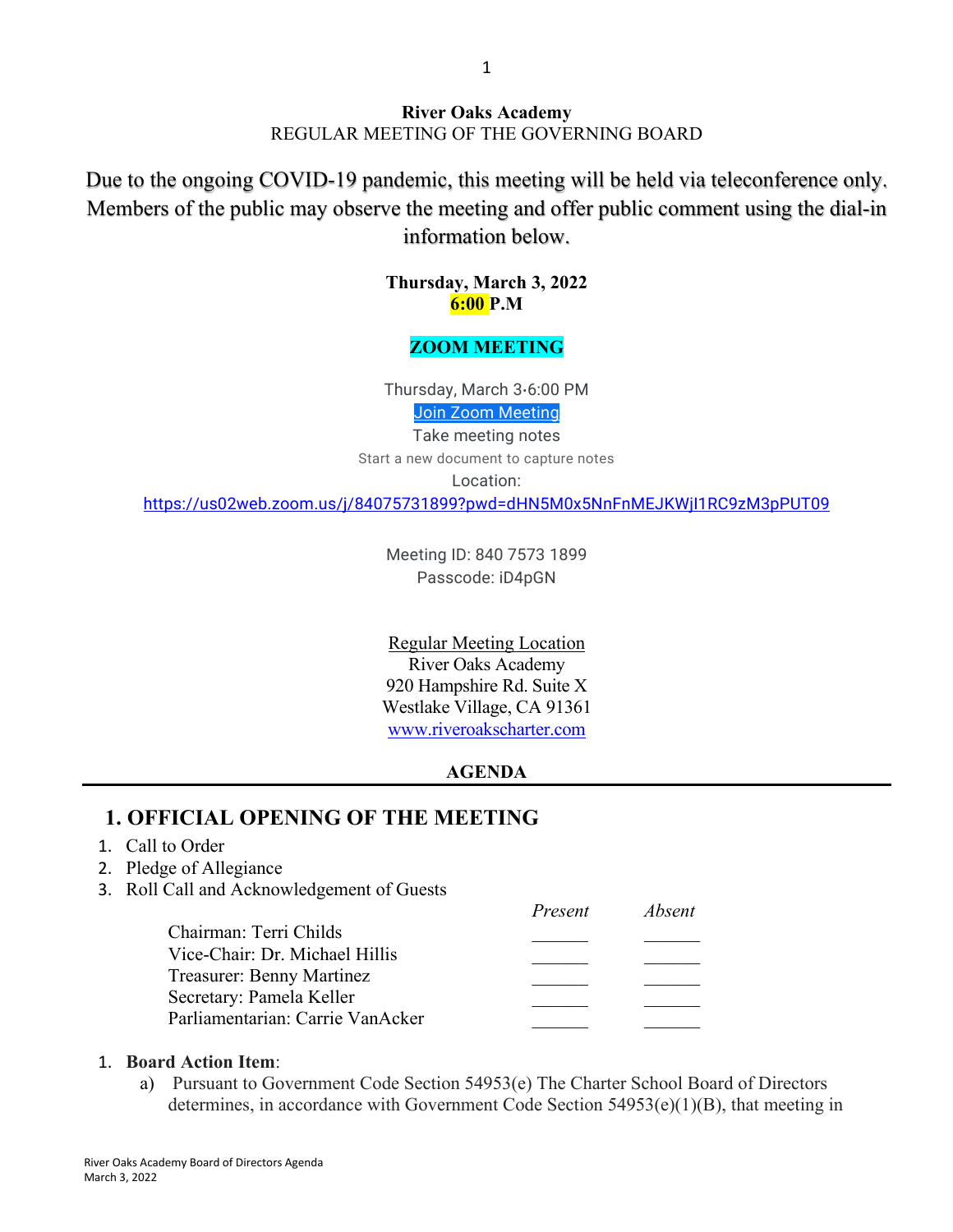**River Oaks Academy**
REGULAR MEETING OF THE GOVERNING BOARD

Due to the ongoing COVID-19 pandemic, this meeting will be held via teleconference only. Members of the public may observe the meeting and offer public comment using the dial-in information below.

**Thursday, March 3, 2022**
**6:00 P.M**

**ZOOM MEETING**

Thursday, March 3·6:00 PM
[Join Zoom Meeting](https://us02web.zoom.us/j/84075731899?pwd=dHN5M0x5NnFnMEJKWjI1RC9zM3pPUT09)
Take meeting notes
Start a new document to capture notes
Location:
https://us02web.zoom.us/j/84075731899?pwd=dHN5M0x5NnFnMEJKWjI1RC9zM3pPUT09

Meeting ID: 840 7573 1899
Passcode: iD4pGN

Regular Meeting Location
River Oaks Academy
920 Hampshire Rd. Suite X
Westlake Village, CA 91361
www.riveroakscharter.com

**AGENDA**

# 1. OFFICIAL OPENING OF THE MEETING

1. Call to Order
2. Pledge of Allegiance
3. Roll Call and Acknowledgement of Guests

| | *Present* | *Absent* |
|---|---|---|
| Chairman: Terri Childs | ______ | ______ |
| Vice-Chair: Dr. Michael Hillis | ______ | ______ |
| Treasurer: Benny Martinez | ______ | ______ |
| Secretary: Pamela Keller | ______ | ______ |
| Parliamentarian: Carrie VanAcker | ______ | ______ |

1. **Board Action Item**:
   a) Pursuant to Government Code Section 54953(e) The Charter School Board of Directors determines, in accordance with Government Code Section 54953(e)(1)(B), that meeting in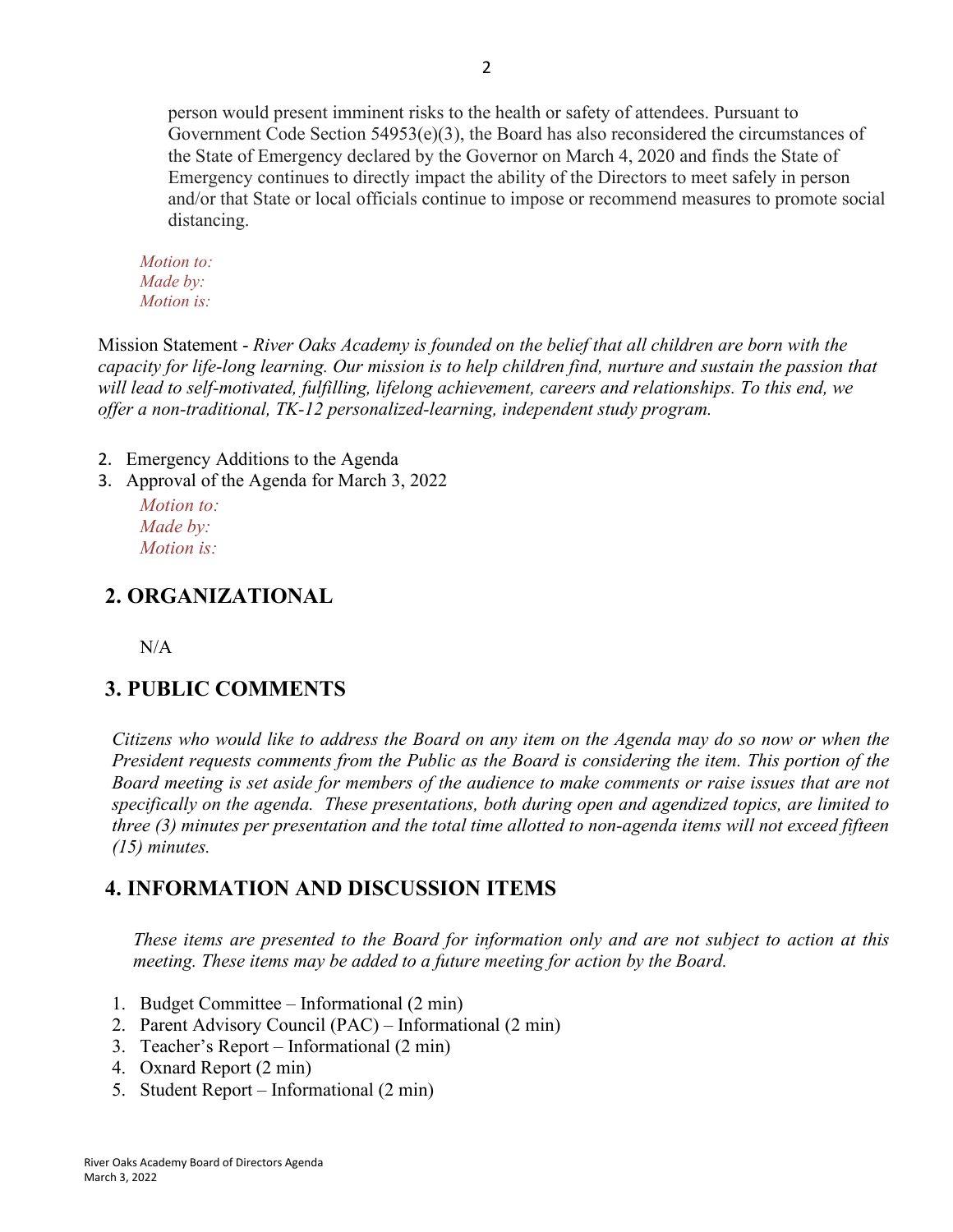person would present imminent risks to the health or safety of attendees. Pursuant to Government Code Section 54953(e)(3), the Board has also reconsidered the circumstances of the State of Emergency declared by the Governor on March 4, 2020 and finds the State of Emergency continues to directly impact the ability of the Directors to meet safely in person and/or that State or local officials continue to impose or recommend measures to promote social distancing.

*Motion to:*
*Made by:*
*Motion is:*

Mission Statement - *River Oaks Academy is founded on the belief that all children are born with the capacity for life-long learning. Our mission is to help children find, nurture and sustain the passion that will lead to self-motivated, fulfilling, lifelong achievement, careers and relationships. To this end, we offer a non-traditional, TK-12 personalized-learning, independent study program.*

2. Emergency Additions to the Agenda
3. Approval of the Agenda for March 3, 2022

   *Motion to:*
   *Made by:*
   *Motion is:*

## 2. ORGANIZATIONAL

N/A

## 3. PUBLIC COMMENTS

*Citizens who would like to address the Board on any item on the Agenda may do so now or when the President requests comments from the Public as the Board is considering the item. This portion of the Board meeting is set aside for members of the audience to make comments or raise issues that are not specifically on the agenda. These presentations, both during open and agendized topics, are limited to three (3) minutes per presentation and the total time allotted to non-agenda items will not exceed fifteen (15) minutes.*

## 4. INFORMATION AND DISCUSSION ITEMS

*These items are presented to the Board for information only and are not subject to action at this meeting. These items may be added to a future meeting for action by the Board.*

1. Budget Committee – Informational (2 min)
2. Parent Advisory Council (PAC) – Informational (2 min)
3. Teacher's Report – Informational (2 min)
4. Oxnard Report (2 min)
5. Student Report – Informational (2 min)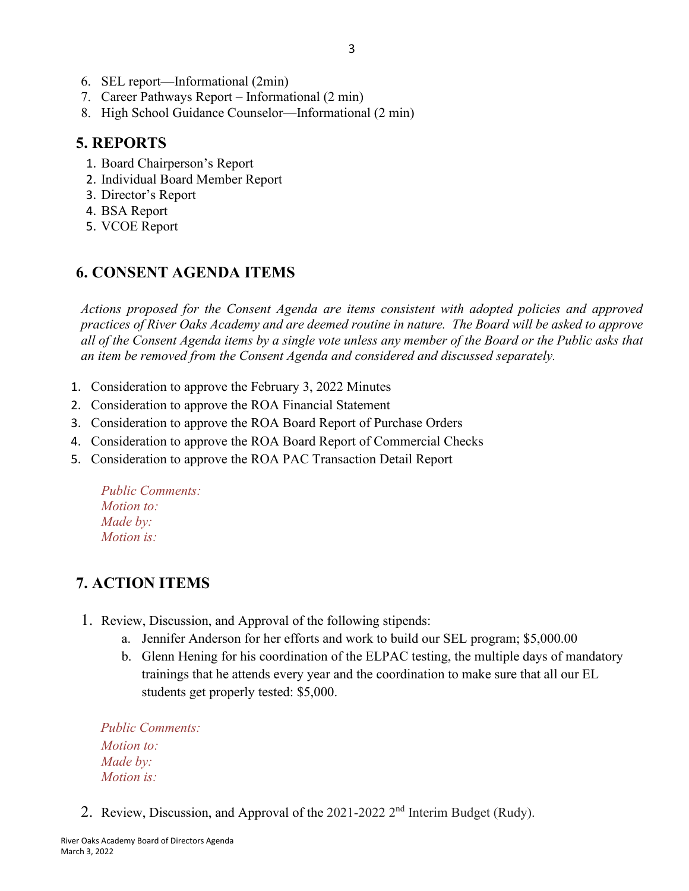6. SEL report—Informational (2min)
7. Career Pathways Report – Informational (2 min)
8. High School Guidance Counselor—Informational (2 min)

## 5. REPORTS

1. Board Chairperson's Report
2. Individual Board Member Report
3. Director's Report
4. BSA Report
5. VCOE Report

## 6. CONSENT AGENDA ITEMS

*Actions proposed for the Consent Agenda are items consistent with adopted policies and approved practices of River Oaks Academy and are deemed routine in nature. The Board will be asked to approve all of the Consent Agenda items by a single vote unless any member of the Board or the Public asks that an item be removed from the Consent Agenda and considered and discussed separately.*

1. Consideration to approve the February 3, 2022 Minutes
2. Consideration to approve the ROA Financial Statement
3. Consideration to approve the ROA Board Report of Purchase Orders
4. Consideration to approve the ROA Board Report of Commercial Checks
5. Consideration to approve the ROA PAC Transaction Detail Report

*Public Comments:*
*Motion to:*
*Made by:*
*Motion is:*

## 7. ACTION ITEMS

1. Review, Discussion, and Approval of the following stipends:
   a. Jennifer Anderson for her efforts and work to build our SEL program; $5,000.00
   b. Glenn Hening for his coordination of the ELPAC testing, the multiple days of mandatory trainings that he attends every year and the coordination to make sure that all our EL students get properly tested: $5,000.

*Public Comments:*
*Motion to:*
*Made by:*
*Motion is:*

2. Review, Discussion, and Approval of the 2021-2022 2nd Interim Budget (Rudy).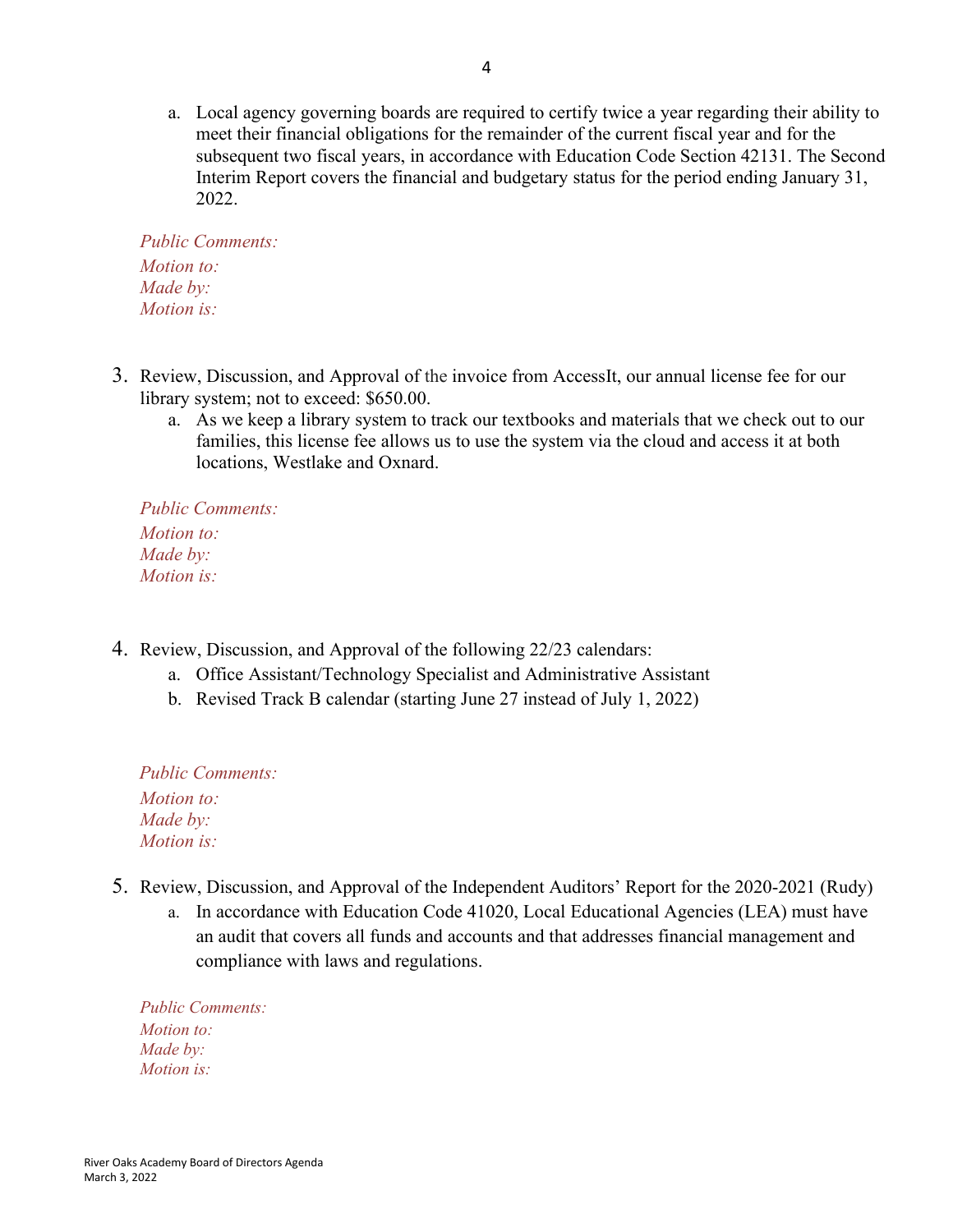a. Local agency governing boards are required to certify twice a year regarding their ability to meet their financial obligations for the remainder of the current fiscal year and for the subsequent two fiscal years, in accordance with Education Code Section 42131. The Second Interim Report covers the financial and budgetary status for the period ending January 31, 2022.

*Public Comments:*
*Motion to:*
*Made by:*
*Motion is:*

3. Review, Discussion, and Approval of the invoice from AccessIt, our annual license fee for our library system; not to exceed: $650.00.
   a. As we keep a library system to track our textbooks and materials that we check out to our families, this license fee allows us to use the system via the cloud and access it at both locations, Westlake and Oxnard.

*Public Comments:*
*Motion to:*
*Made by:*
*Motion is:*

4. Review, Discussion, and Approval of the following 22/23 calendars:
   a. Office Assistant/Technology Specialist and Administrative Assistant
   b. Revised Track B calendar (starting June 27 instead of July 1, 2022)

*Public Comments:*
*Motion to:*
*Made by:*
*Motion is:*

5. Review, Discussion, and Approval of the Independent Auditors' Report for the 2020-2021 (Rudy)
   a. In accordance with Education Code 41020, Local Educational Agencies (LEA) must have an audit that covers all funds and accounts and that addresses financial management and compliance with laws and regulations.

*Public Comments:*
*Motion to:*
*Made by:*
*Motion is:*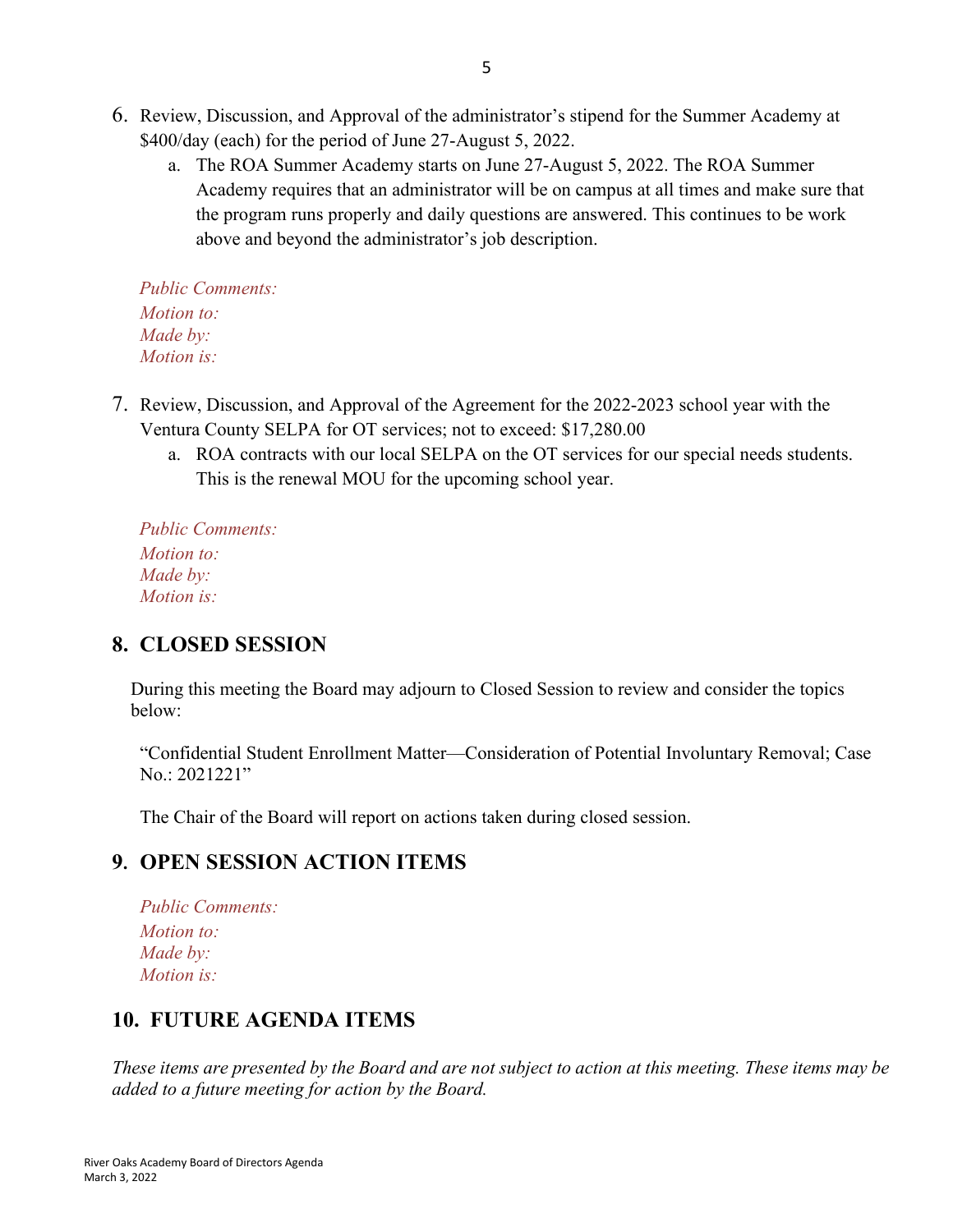6. Review, Discussion, and Approval of the administrator's stipend for the Summer Academy at $400/day (each) for the period of June 27-August 5, 2022.
   a. The ROA Summer Academy starts on June 27-August 5, 2022. The ROA Summer Academy requires that an administrator will be on campus at all times and make sure that the program runs properly and daily questions are answered. This continues to be work above and beyond the administrator's job description.

   *Public Comments:*
   *Motion to:*
   *Made by:*
   *Motion is:*

7. Review, Discussion, and Approval of the Agreement for the 2022-2023 school year with the Ventura County SELPA for OT services; not to exceed: $17,280.00
   a. ROA contracts with our local SELPA on the OT services for our special needs students. This is the renewal MOU for the upcoming school year.

   *Public Comments:*
   *Motion to:*
   *Made by:*
   *Motion is:*

## 8. CLOSED SESSION

During this meeting the Board may adjourn to Closed Session to review and consider the topics below:

"Confidential Student Enrollment Matter—Consideration of Potential Involuntary Removal; Case No.: 2021221"

The Chair of the Board will report on actions taken during closed session.

## 9. OPEN SESSION ACTION ITEMS

*Public Comments:*
*Motion to:*
*Made by:*
*Motion is:*

## 10. FUTURE AGENDA ITEMS

*These items are presented by the Board and are not subject to action at this meeting. These items may be added to a future meeting for action by the Board.*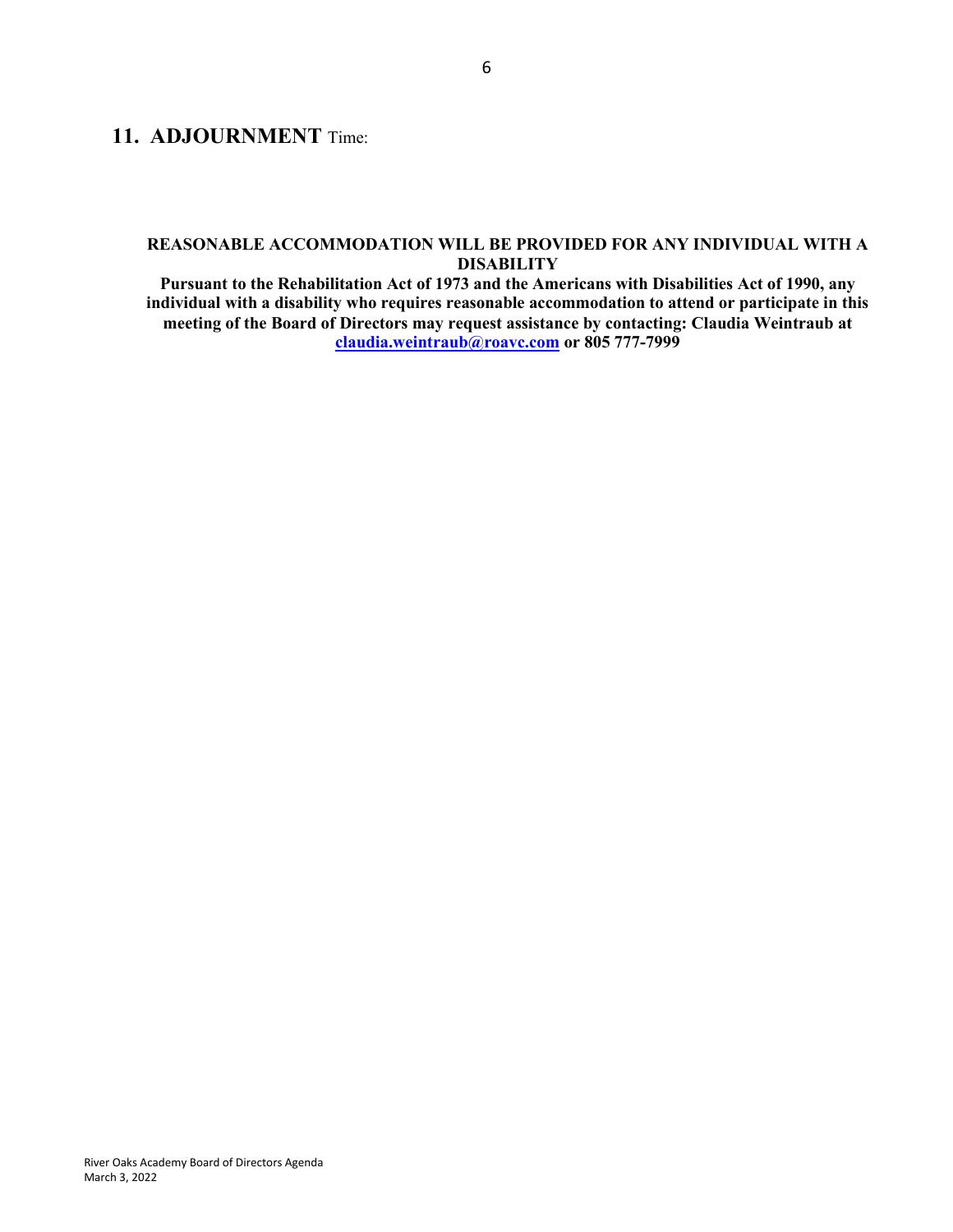## 11. ADJOURNMENT Time:

**REASONABLE ACCOMMODATION WILL BE PROVIDED FOR ANY INDIVIDUAL WITH A DISABILITY**

**Pursuant to the Rehabilitation Act of 1973 and the Americans with Disabilities Act of 1990, any individual with a disability who requires reasonable accommodation to attend or participate in this meeting of the Board of Directors may request assistance by contacting: Claudia Weintraub at claudia.weintraub@roavc.com or 805 777-7999**